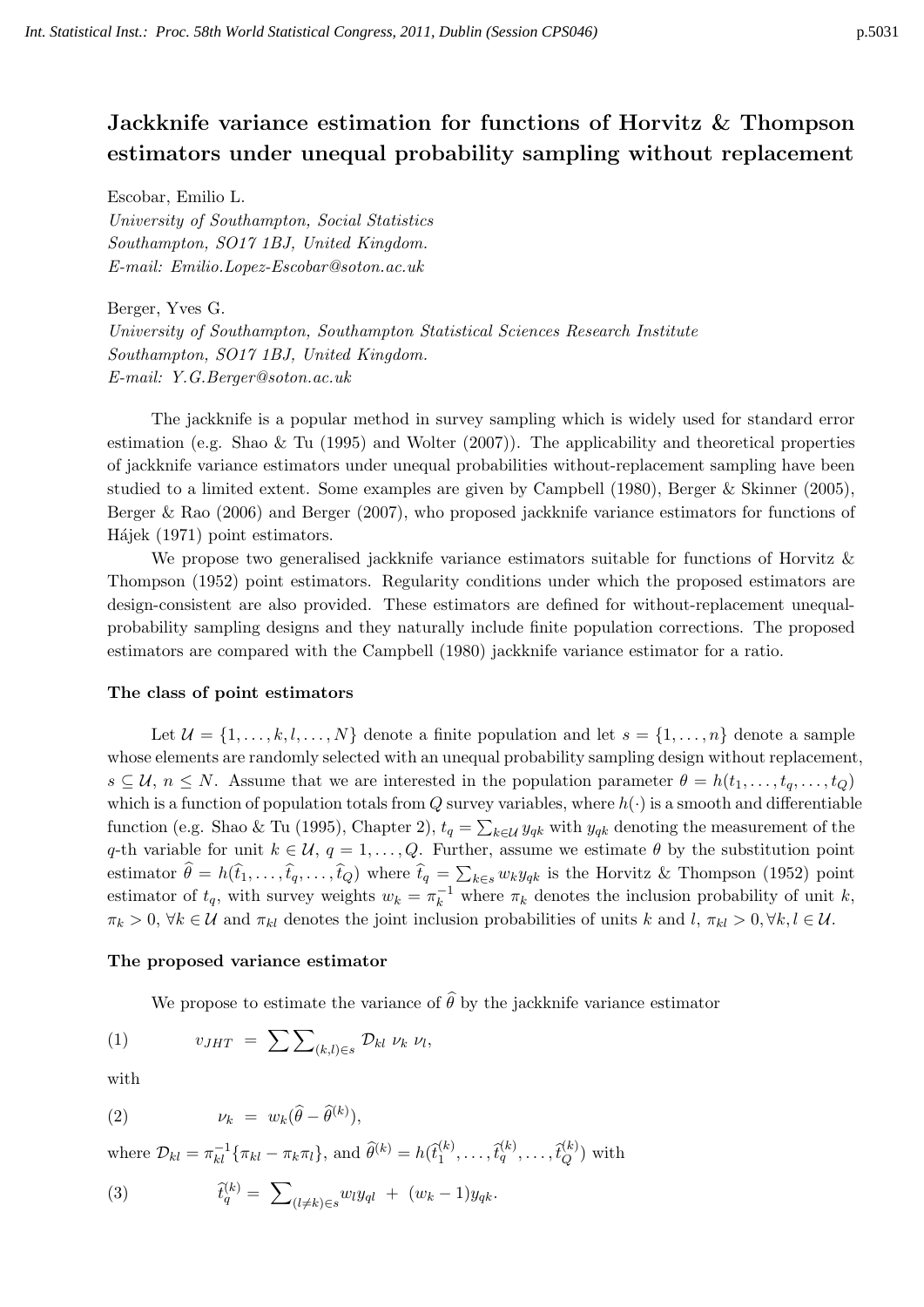# Jackknife variance estimation for functions of Horvitz & Thompson estimators under unequal probability sampling without replacement

Escobar, Emilio L.
*University of Southampton, Social Statistics*
*Southampton, SO17 1BJ, United Kingdom.*
*E-mail: Emilio.Lopez-Escobar@soton.ac.uk*

Berger, Yves G.
*University of Southampton, Southampton Statistical Sciences Research Institute*
*Southampton, SO17 1BJ, United Kingdom.*
*E-mail: Y.G.Berger@soton.ac.uk*

The jackknife is a popular method in survey sampling which is widely used for standard error estimation (e.g. Shao & Tu (1995) and Wolter (2007)). The applicability and theoretical properties of jackknife variance estimators under unequal probabilities without-replacement sampling have been studied to a limited extent. Some examples are given by Campbell (1980), Berger & Skinner (2005), Berger & Rao (2006) and Berger (2007), who proposed jackknife variance estimators for functions of Hájek (1971) point estimators.

We propose two generalised jackknife variance estimators suitable for functions of Horvitz & Thompson (1952) point estimators. Regularity conditions under which the proposed estimators are design-consistent are also provided. These estimators are defined for without-replacement unequal-probability sampling designs and they naturally include finite population corrections. The proposed estimators are compared with the Campbell (1980) jackknife variance estimator for a ratio.

### The class of point estimators

Let $\mathcal{U} = \{1, \ldots, k, l, \ldots, N\}$ denote a finite population and let $s = \{1, \ldots, n\}$ denote a sample whose elements are randomly selected with an unequal probability sampling design without replacement, $s \subseteq \mathcal{U}$, $n \leq N$. Assume that we are interested in the population parameter $\theta = h(t_1, \ldots, t_q, \ldots, t_Q)$ which is a function of population totals from $Q$ survey variables, where $h(\cdot)$ is a smooth and differentiable function (e.g. Shao & Tu (1995), Chapter 2), $t_q = \sum_{k \in \mathcal{U}} y_{qk}$ with $y_{qk}$ denoting the measurement of the $q$-th variable for unit $k \in \mathcal{U}$, $q = 1, \ldots, Q$. Further, assume we estimate $\theta$ by the substitution point estimator $\widehat{\theta} = h(\widehat{t}_1, \ldots, \widehat{t}_q, \ldots, \widehat{t}_Q)$ where $\widehat{t}_q = \sum_{k \in s} w_k y_{qk}$ is the Horvitz & Thompson (1952) point estimator of $t_q$, with survey weights $w_k = \pi_k^{-1}$ where $\pi_k$ denotes the inclusion probability of unit $k$, $\pi_k > 0$, $\forall k \in \mathcal{U}$ and $\pi_{kl}$ denotes the joint inclusion probabilities of units $k$ and $l$, $\pi_{kl} > 0, \forall k, l \in \mathcal{U}$.

### The proposed variance estimator

We propose to estimate the variance of $\widehat{\theta}$ by the jackknife variance estimator

$$v_{JHT} = \sum\sum_{(k,l) \in s} \mathcal{D}_{kl} \, \nu_k \, \nu_l, \tag{1}$$

with

$$\nu_k = w_k(\widehat{\theta} - \widehat{\theta}^{(k)}), \tag{2}$$

where $\mathcal{D}_{kl} = \pi_{kl}^{-1}\{\pi_{kl} - \pi_k \pi_l\}$, and $\widehat{\theta}^{(k)} = h(\widehat{t}_1^{(k)}, \ldots, \widehat{t}_q^{(k)}, \ldots, \widehat{t}_Q^{(k)})$ with

$$\widehat{t}_q^{(k)} = \sum_{(l \neq k) \in s} w_l y_{ql} + (w_k - 1) y_{qk}. \tag{3}$$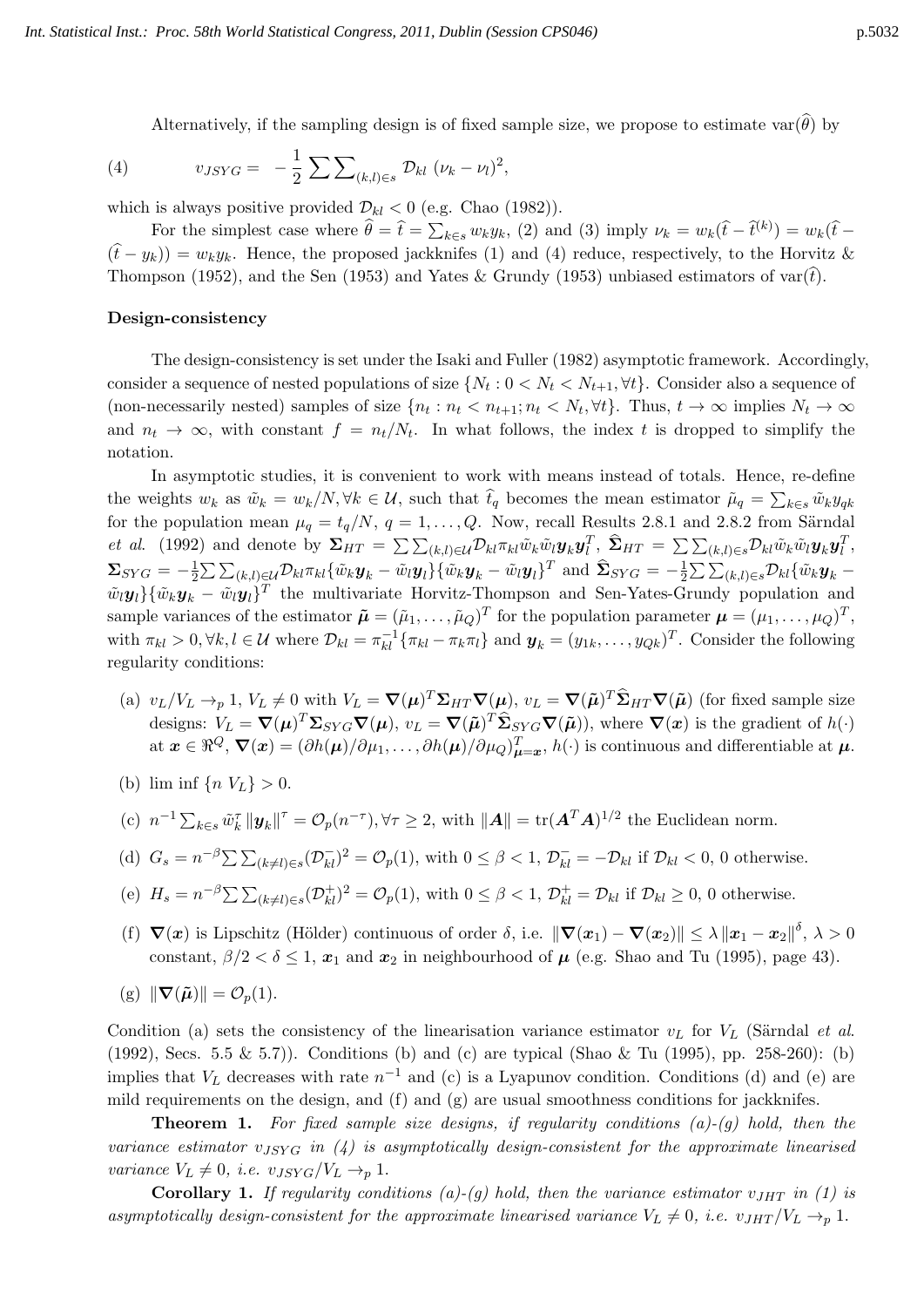Alternatively, if the sampling design is of fixed sample size, we propose to estimate $\text{var}(\widehat{\theta})$ by

$$
(4) \qquad v_{JSYG} = -\frac{1}{2} \sum\sum_{(k,l)\in s} \mathcal{D}_{kl} \; (\nu_k - \nu_l)^2,
$$

which is always positive provided $\mathcal{D}_{kl} < 0$ (e.g. Chao (1982)).

For the simplest case where $\widehat{\theta} = \widehat{t} = \sum_{k\in s} w_k y_k$, (2) and (3) imply $\nu_k = w_k(\widehat{t} - \widehat{t}^{(k)}) = w_k(\widehat{t} - (\widehat{t} - y_k)) = w_k y_k$. Hence, the proposed jackknifes (1) and (4) reduce, respectively, to the Horvitz & Thompson (1952), and the Sen (1953) and Yates & Grundy (1953) unbiased estimators of $\text{var}(\widehat{t})$.

**Design-consistency**

The design-consistency is set under the Isaki and Fuller (1982) asymptotic framework. Accordingly, consider a sequence of nested populations of size $\{N_t : 0 < N_t < N_{t+1}, \forall t\}$. Consider also a sequence of (non-necessarily nested) samples of size $\{n_t : n_t < n_{t+1}; n_t < N_t, \forall t\}$. Thus, $t \to \infty$ implies $N_t \to \infty$ and $n_t \to \infty$, with constant $f = n_t/N_t$. In what follows, the index $t$ is dropped to simplify the notation.

In asymptotic studies, it is convenient to work with means instead of totals. Hence, re-define the weights $w_k$ as $\tilde{w}_k = w_k/N, \forall k \in \mathcal{U}$, such that $\widehat{t}_q$ becomes the mean estimator $\tilde{\mu}_q = \sum_{k\in s} \tilde{w}_k y_{qk}$ for the population mean $\mu_q = t_q/N$, $q = 1, \ldots, Q$. Now, recall Results 2.8.1 and 2.8.2 from Särndal *et al.* (1992) and denote by $\boldsymbol{\Sigma}_{HT} = \sum\sum_{(k,l)\in\mathcal{U}} \mathcal{D}_{kl}\pi_{kl}\tilde{w}_k\tilde{w}_l \boldsymbol{y}_k\boldsymbol{y}_l^T$, $\widehat{\boldsymbol{\Sigma}}_{HT} = \sum\sum_{(k,l)\in s} \mathcal{D}_{kl}\tilde{w}_k\tilde{w}_l \boldsymbol{y}_k\boldsymbol{y}_l^T$, $\boldsymbol{\Sigma}_{SYG} = -\frac{1}{2}\sum\sum_{(k,l)\in\mathcal{U}} \mathcal{D}_{kl}\pi_{kl}\{\tilde{w}_k\boldsymbol{y}_k - \tilde{w}_l\boldsymbol{y}_l\}\{\tilde{w}_k\boldsymbol{y}_k - \tilde{w}_l\boldsymbol{y}_l\}^T$ and $\widehat{\boldsymbol{\Sigma}}_{SYG} = -\frac{1}{2}\sum\sum_{(k,l)\in s} \mathcal{D}_{kl}\{\tilde{w}_k\boldsymbol{y}_k - \tilde{w}_l\boldsymbol{y}_l\}\{\tilde{w}_k\boldsymbol{y}_k - \tilde{w}_l\boldsymbol{y}_l\}^T$ the multivariate Horvitz-Thompson and Sen-Yates-Grundy population and sample variances of the estimator $\tilde{\boldsymbol{\mu}} = (\tilde{\mu}_1, \ldots, \tilde{\mu}_Q)^T$ for the population parameter $\boldsymbol{\mu} = (\mu_1, \ldots, \mu_Q)^T$, with $\pi_{kl} > 0, \forall k, l \in \mathcal{U}$ where $\mathcal{D}_{kl} = \pi_{kl}^{-1}\{\pi_{kl} - \pi_k\pi_l\}$ and $\boldsymbol{y}_k = (y_{1k}, \ldots, y_{Qk})^T$. Consider the following regularity conditions:

(a) $v_L/V_L \to_p 1$, $V_L \neq 0$ with $V_L = \boldsymbol{\nabla}(\boldsymbol{\mu})^T\boldsymbol{\Sigma}_{HT}\boldsymbol{\nabla}(\boldsymbol{\mu})$, $v_L = \boldsymbol{\nabla}(\tilde{\boldsymbol{\mu}})^T\widehat{\boldsymbol{\Sigma}}_{HT}\boldsymbol{\nabla}(\tilde{\boldsymbol{\mu}})$ (for fixed sample size designs: $V_L = \boldsymbol{\nabla}(\boldsymbol{\mu})^T\boldsymbol{\Sigma}_{SYG}\boldsymbol{\nabla}(\boldsymbol{\mu})$, $v_L = \boldsymbol{\nabla}(\tilde{\boldsymbol{\mu}})^T\widehat{\boldsymbol{\Sigma}}_{SYG}\boldsymbol{\nabla}(\tilde{\boldsymbol{\mu}})$), where $\boldsymbol{\nabla}(\boldsymbol{x})$ is the gradient of $h(\cdot)$ at $\boldsymbol{x} \in \Re^Q$, $\boldsymbol{\nabla}(\boldsymbol{x}) = (\partial h(\boldsymbol{\mu})/\partial\mu_1, \ldots, \partial h(\boldsymbol{\mu})/\partial\mu_Q)^T_{\boldsymbol{\mu}=\boldsymbol{x}}$, $h(\cdot)$ is continuous and differentiable at $\boldsymbol{\mu}$.

(b) $\lim\inf \{n\, V_L\} > 0$.

(c) $n^{-1}\sum_{k\in s} \tilde{w}_k^\tau \|\boldsymbol{y}_k\|^\tau = \mathcal{O}_p(n^{-\tau}), \forall\tau \geq 2$, with $\|\boldsymbol{A}\| = \text{tr}(\boldsymbol{A}^T\boldsymbol{A})^{1/2}$ the Euclidean norm.

(d) $G_s = n^{-\beta}\sum\sum_{(k\neq l)\in s}(\mathcal{D}_{kl}^-)^2 = \mathcal{O}_p(1)$, with $0 \leq \beta < 1$, $\mathcal{D}_{kl}^- = -\mathcal{D}_{kl}$ if $\mathcal{D}_{kl} < 0$, 0 otherwise.

(e) $H_s = n^{-\beta}\sum\sum_{(k\neq l)\in s}(\mathcal{D}_{kl}^+)^2 = \mathcal{O}_p(1)$, with $0 \leq \beta < 1$, $\mathcal{D}_{kl}^+ = \mathcal{D}_{kl}$ if $\mathcal{D}_{kl} \geq 0$, 0 otherwise.

(f) $\boldsymbol{\nabla}(\boldsymbol{x})$ is Lipschitz (Hölder) continuous of order $\delta$, i.e. $\|\boldsymbol{\nabla}(\boldsymbol{x}_1) - \boldsymbol{\nabla}(\boldsymbol{x}_2)\| \leq \lambda\|\boldsymbol{x}_1 - \boldsymbol{x}_2\|^\delta$, $\lambda > 0$ constant, $\beta/2 < \delta \leq 1$, $\boldsymbol{x}_1$ and $\boldsymbol{x}_2$ in neighbourhood of $\boldsymbol{\mu}$ (e.g. Shao and Tu (1995), page 43).

(g) $\|\boldsymbol{\nabla}(\tilde{\boldsymbol{\mu}})\| = \mathcal{O}_p(1)$.

Condition (a) sets the consistency of the linearisation variance estimator $v_L$ for $V_L$ (Särndal *et al.* (1992), Secs. 5.5 & 5.7)). Conditions (b) and (c) are typical (Shao & Tu (1995), pp. 258-260): (b) implies that $V_L$ decreases with rate $n^{-1}$ and (c) is a Lyapunov condition. Conditions (d) and (e) are mild requirements on the design, and (f) and (g) are usual smoothness conditions for jackknifes.

**Theorem 1.** *For fixed sample size designs, if regularity conditions (a)-(g) hold, then the variance estimator $v_{JSYG}$ in (4) is asymptotically design-consistent for the approximate linearised variance $V_L \neq 0$, i.e. $v_{JSYG}/V_L \to_p 1$.*

**Corollary 1.** *If regularity conditions (a)-(g) hold, then the variance estimator $v_{JHT}$ in (1) is asymptotically design-consistent for the approximate linearised variance $V_L \neq 0$, i.e. $v_{JHT}/V_L \to_p 1$.*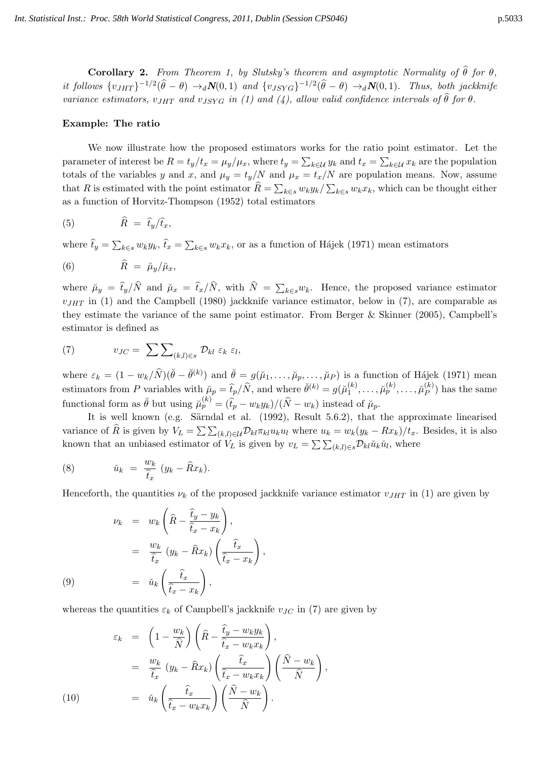**Corollary 2.** *From Theorem 1, by Slutsky's theorem and asymptotic Normality of $\widehat{\theta}$ for $\theta$, it follows $\{v_{JHT}\}^{-1/2}(\widehat{\theta}-\theta) \to_d \boldsymbol{N}(0,1)$ and $\{v_{JSYG}\}^{-1/2}(\widehat{\theta}-\theta) \to_d \boldsymbol{N}(0,1)$. Thus, both jackknife variance estimators, $v_{JHT}$ and $v_{JSYG}$ in (1) and (4), allow valid confidence intervals of $\widehat{\theta}$ for $\theta$.*

**Example: The ratio**

We now illustrate how the proposed estimators works for the ratio point estimator. Let the parameter of interest be $R = t_y/t_x = \mu_y/\mu_x$, where $t_y = \sum_{k\in\mathcal{U}} y_k$ and $t_x = \sum_{k\in\mathcal{U}} x_k$ are the population totals of the variables $y$ and $x$, and $\mu_y = t_y/N$ and $\mu_x = t_x/N$ are population means. Now, assume that $R$ is estimated with the point estimator $\widehat{R} = \sum_{k\in s} w_k y_k / \sum_{k\in s} w_k x_k$, which can be thought either as a function of Horvitz-Thompson (1952) total estimators

$$(5) \qquad \widehat{R} \; = \; \widehat{t}_y/\widehat{t}_x,$$

where $\widehat{t}_y = \sum_{k\in s} w_k y_k$, $\widehat{t}_x = \sum_{k\in s} w_k x_k$, or as a function of Hájek (1971) mean estimators

$$(6) \qquad \widehat{R} \; = \; \breve{\mu}_y/\breve{\mu}_x,$$

where $\breve{\mu}_y = \widehat{t}_y/\widehat{N}$ and $\breve{\mu}_x = \widehat{t}_x/\widehat{N}$, with $\widehat{N} = \sum_{k\in s} w_k$. Hence, the proposed variance estimator $v_{JHT}$ in (1) and the Campbell (1980) jackknife variance estimator, below in (7), are comparable as they estimate the variance of the same point estimator. From Berger & Skinner (2005), Campbell's estimator is defined as

$$(7) \qquad v_{JC} = \sum\sum\nolimits_{(k,l)\in s} \mathcal{D}_{kl} \; \varepsilon_k \; \varepsilon_l,$$

where $\varepsilon_k = (1 - w_k/\widehat{N})(\breve{\theta} - \breve{\theta}^{(k)})$ and $\breve{\theta} = g(\breve{\mu}_1, \ldots, \breve{\mu}_p, \ldots, \breve{\mu}_P)$ is a function of Hájek (1971) mean estimators from $P$ variables with $\breve{\mu}_p = \widehat{t}_p/\widehat{N}$, and where $\breve{\theta}^{(k)} = g(\breve{\mu}_1^{(k)}, \ldots, \breve{\mu}_p^{(k)}, \ldots, \breve{\mu}_P^{(k)})$ has the same functional form as $\breve{\theta}$ but using $\breve{\mu}_p^{(k)} = (\widehat{t}_p - w_k y_k)/(\widehat{N} - w_k)$ instead of $\breve{\mu}_p$.

It is well known (e.g. Särndal et al. (1992), Result 5.6.2), that the approximate linearised variance of $\widehat{R}$ is given by $V_L = \sum\sum_{(k,l)\in\mathcal{U}} \mathcal{D}_{kl} \pi_{kl} u_k u_l$ where $u_k = w_k(y_k - R x_k)/t_x$. Besides, it is also known that an unbiased estimator of $V_L$ is given by $v_L = \sum\sum_{(k,l)\in s} \mathcal{D}_{kl} \breve{u}_k \breve{u}_l$, where

$$(8) \qquad \breve{u}_k \; = \; \frac{w_k}{\widehat{t}_x}\,(y_k - \widehat{R} x_k).$$

Henceforth, the quantities $\nu_k$ of the proposed jackknife variance estimator $v_{JHT}$ in (1) are given by

$$\begin{aligned}
\nu_k &= w_k \left( \widehat{R} - \frac{\widehat{t}_y - y_k}{\widehat{t}_x - x_k} \right), \\
&= \frac{w_k}{\widehat{t}_x}\,(y_k - \widehat{R} x_k) \left( \frac{\widehat{t}_x}{\widehat{t}_x - x_k} \right), \\
(9) \qquad &= \breve{u}_k \left( \frac{\widehat{t}_x}{\widehat{t}_x - x_k} \right),
\end{aligned}$$

whereas the quantities $\varepsilon_k$ of Campbell's jackknife $v_{JC}$ in (7) are given by

$$\begin{aligned}
\varepsilon_k &= \left( 1 - \frac{w_k}{\widehat{N}} \right) \left( \widehat{R} - \frac{\widehat{t}_y - w_k y_k}{\widehat{t}_x - w_k x_k} \right), \\
&= \frac{w_k}{\widehat{t}_x}\,(y_k - \widehat{R} x_k) \left( \frac{\widehat{t}_x}{\widehat{t}_x - w_k x_k} \right) \left( \frac{\widehat{N} - w_k}{\widehat{N}} \right), \\
(10) \qquad &= \breve{u}_k \left( \frac{\widehat{t}_x}{\widehat{t}_x - w_k x_k} \right) \left( \frac{\widehat{N} - w_k}{\widehat{N}} \right).
\end{aligned}$$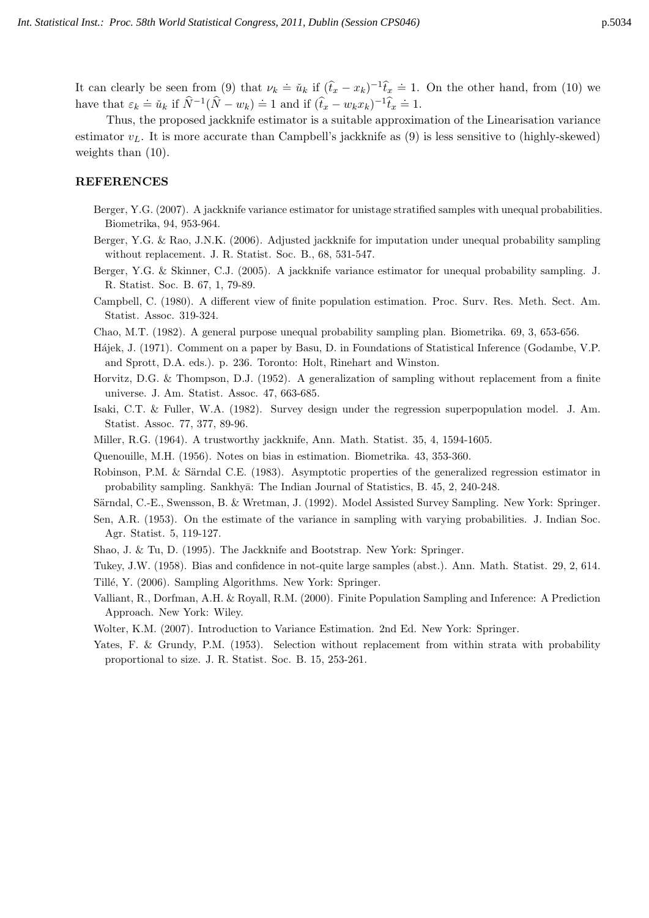It can clearly be seen from (9) that $\nu_k \doteq \check{u}_k$ if $(\widehat{t}_x - x_k)^{-1}\widehat{t}_x \doteq 1$. On the other hand, from (10) we have that $\varepsilon_k \doteq \check{u}_k$ if $\widehat{N}^{-1}(\widehat{N} - w_k) \doteq 1$ and if $(\widehat{t}_x - w_k x_k)^{-1}\widehat{t}_x \doteq 1$.

Thus, the proposed jackknife estimator is a suitable approximation of the Linearisation variance estimator $v_L$. It is more accurate than Campbell's jackknife as (9) is less sensitive to (highly-skewed) weights than (10).

## REFERENCES

Berger, Y.G. (2007). A jackknife variance estimator for unistage stratified samples with unequal probabilities. Biometrika, 94, 953-964.

Berger, Y.G. & Rao, J.N.K. (2006). Adjusted jackknife for imputation under unequal probability sampling without replacement. J. R. Statist. Soc. B., 68, 531-547.

Berger, Y.G. & Skinner, C.J. (2005). A jackknife variance estimator for unequal probability sampling. J. R. Statist. Soc. B. 67, 1, 79-89.

Campbell, C. (1980). A different view of finite population estimation. Proc. Surv. Res. Meth. Sect. Am. Statist. Assoc. 319-324.

Chao, M.T. (1982). A general purpose unequal probability sampling plan. Biometrika. 69, 3, 653-656.

Hájek, J. (1971). Comment on a paper by Basu, D. in Foundations of Statistical Inference (Godambe, V.P. and Sprott, D.A. eds.). p. 236. Toronto: Holt, Rinehart and Winston.

Horvitz, D.G. & Thompson, D.J. (1952). A generalization of sampling without replacement from a finite universe. J. Am. Statist. Assoc. 47, 663-685.

Isaki, C.T. & Fuller, W.A. (1982). Survey design under the regression superpopulation model. J. Am. Statist. Assoc. 77, 377, 89-96.

Miller, R.G. (1964). A trustworthy jackknife, Ann. Math. Statist. 35, 4, 1594-1605.

Quenouille, M.H. (1956). Notes on bias in estimation. Biometrika. 43, 353-360.

Robinson, P.M. & Särndal C.E. (1983). Asymptotic properties of the generalized regression estimator in probability sampling. Sankhyā: The Indian Journal of Statistics, B. 45, 2, 240-248.

Särndal, C.-E., Swensson, B. & Wretman, J. (1992). Model Assisted Survey Sampling. New York: Springer.

Sen, A.R. (1953). On the estimate of the variance in sampling with varying probabilities. J. Indian Soc. Agr. Statist. 5, 119-127.

Shao, J. & Tu, D. (1995). The Jackknife and Bootstrap. New York: Springer.

Tukey, J.W. (1958). Bias and confidence in not-quite large samples (abst.). Ann. Math. Statist. 29, 2, 614.

Tillé, Y. (2006). Sampling Algorithms. New York: Springer.

Valliant, R., Dorfman, A.H. & Royall, R.M. (2000). Finite Population Sampling and Inference: A Prediction Approach. New York: Wiley.

Wolter, K.M. (2007). Introduction to Variance Estimation. 2nd Ed. New York: Springer.

Yates, F. & Grundy, P.M. (1953). Selection without replacement from within strata with probability proportional to size. J. R. Statist. Soc. B. 15, 253-261.